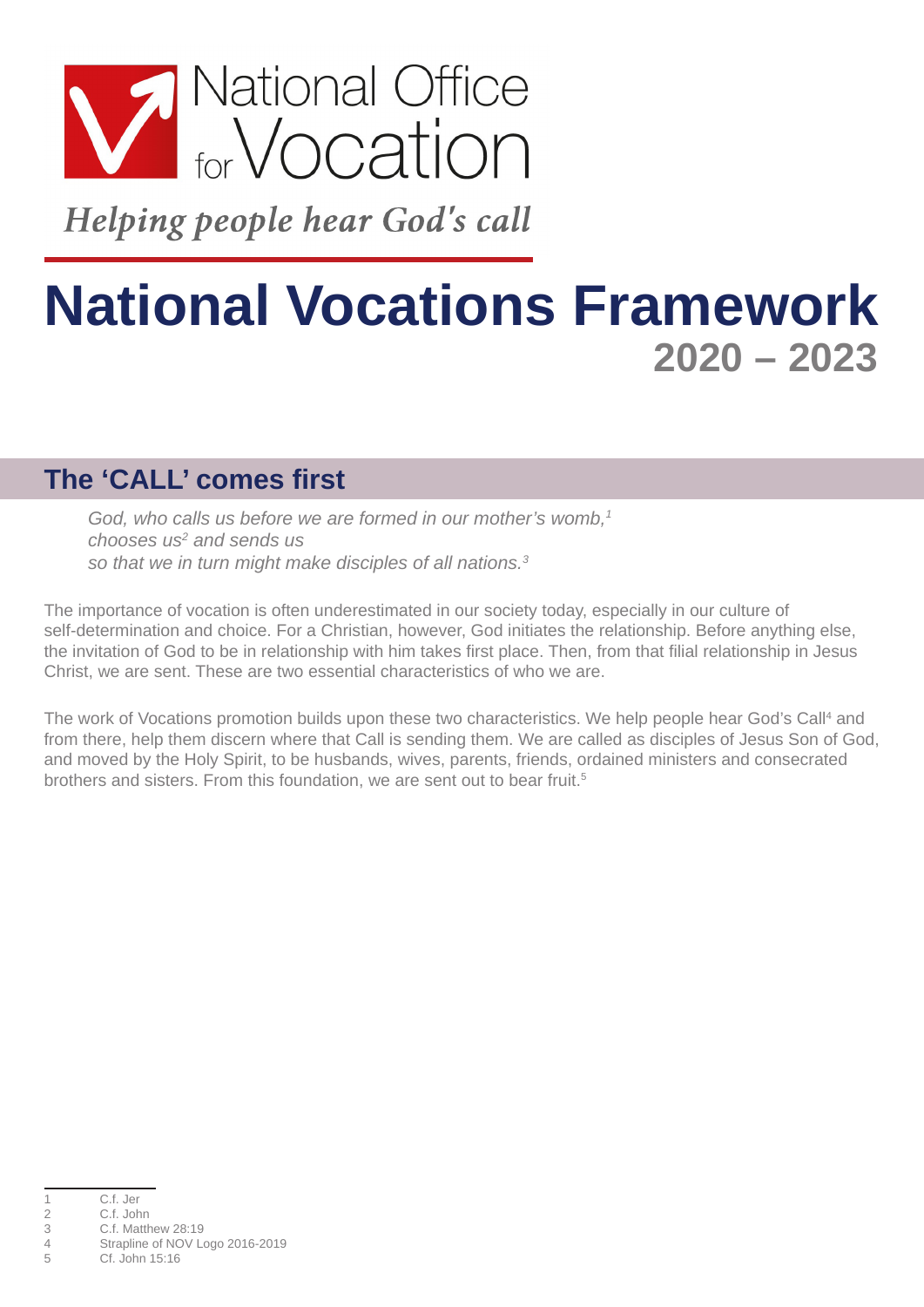National Office for Vocation

*Helping people hear God's call*

# National Vocations Framework

## 2020 – 2023

## The 'CALL' comes first

*God, who calls us before we are formed in our mother's womb,[1]*
*chooses us[2] and sends us*
*so that we in turn might make disciples of all nations.[3]*

The importance of vocation is often underestimated in our society today, especially in our culture of self-determination and choice. For a Christian, however, God initiates the relationship. Before anything else, the invitation of God to be in relationship with him takes first place. Then, from that filial relationship in Jesus Christ, we are sent. These are two essential characteristics of who we are.

The work of Vocations promotion builds upon these two characteristics. We help people hear God's Call[4] and from there, help them discern where that Call is sending them. We are called as disciples of Jesus Son of God, and moved by the Holy Spirit, to be husbands, wives, parents, friends, ordained ministers and consecrated brothers and sisters. From this foundation, we are sent out to bear fruit.[5]

---

1 C.f. Jer
2 C.f. John
3 C.f. Matthew 28:19
4 Strapline of NOV Logo 2016-2019
5 Cf. John 15:16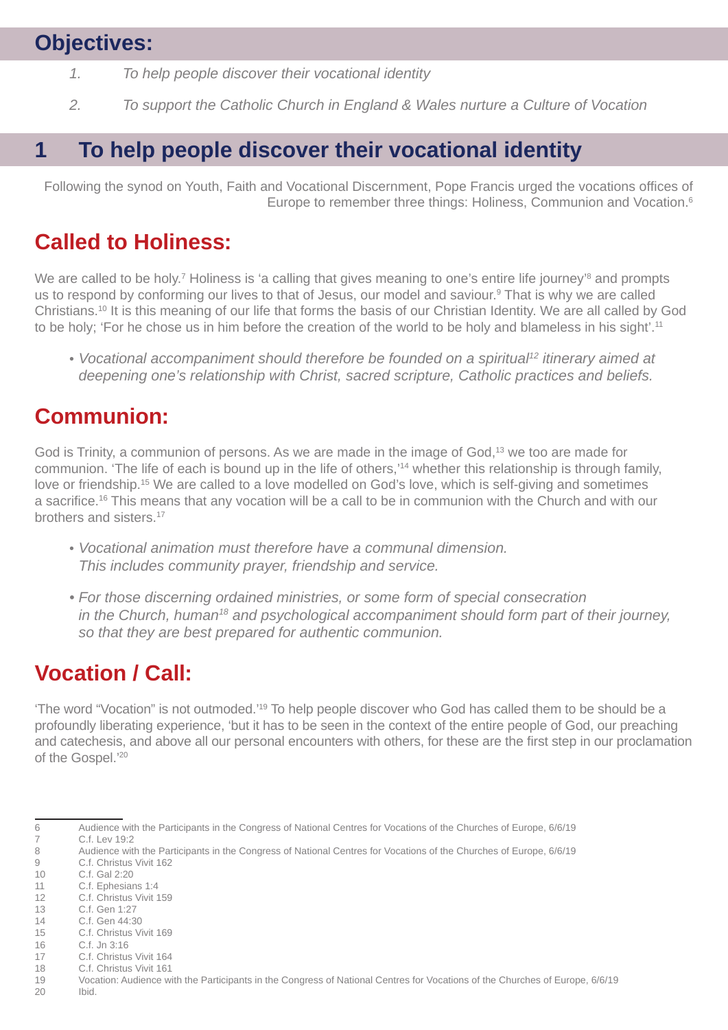## Objectives:

1. *To help people discover their vocational identity*
2. *To support the Catholic Church in England & Wales nurture a Culture of Vocation*

## 1 To help people discover their vocational identity

Following the synod on Youth, Faith and Vocational Discernment, Pope Francis urged the vocations offices of Europe to remember three things: Holiness, Communion and Vocation.[6]

### Called to Holiness:

We are called to be holy.[7] Holiness is 'a calling that gives meaning to one's entire life journey'[8] and prompts us to respond by conforming our lives to that of Jesus, our model and saviour.[9] That is why we are called Christians.[10] It is this meaning of our life that forms the basis of our Christian Identity. We are all called by God to be holy; 'For he chose us in him before the creation of the world to be holy and blameless in his sight'.[11]

- *Vocational accompaniment should therefore be founded on a spiritual[12] itinerary aimed at deepening one's relationship with Christ, sacred scripture, Catholic practices and beliefs.*

### Communion:

God is Trinity, a communion of persons. As we are made in the image of God,[13] we too are made for communion. 'The life of each is bound up in the life of others,'[14] whether this relationship is through family, love or friendship.[15] We are called to a love modelled on God's love, which is self-giving and sometimes a sacrifice.[16] This means that any vocation will be a call to be in communion with the Church and with our brothers and sisters.[17]

- *Vocational animation must therefore have a communal dimension. This includes community prayer, friendship and service.*
- *For those discerning ordained ministries, or some form of special consecration in the Church, human[18] and psychological accompaniment should form part of their journey, so that they are best prepared for authentic communion.*

### Vocation / Call:

'The word "Vocation" is not outmoded.'[19] To help people discover who God has called them to be should be a profoundly liberating experience, 'but it has to be seen in the context of the entire people of God, our preaching and catechesis, and above all our personal encounters with others, for these are the first step in our proclamation of the Gospel.'[20]

---

6 Audience with the Participants in the Congress of National Centres for Vocations of the Churches of Europe, 6/6/19
7 C.f. Lev 19:2
8 Audience with the Participants in the Congress of National Centres for Vocations of the Churches of Europe, 6/6/19
9 C.f. Christus Vivit 162
10 C.f. Gal 2:20
11 C.f. Ephesians 1:4
12 C.f. Christus Vivit 159
13 C.f. Gen 1:27
14 C.f. Gen 44:30
15 C.f. Christus Vivit 169
16 C.f. Jn 3:16
17 C.f. Christus Vivit 164
18 C.f. Christus Vivit 161
19 Vocation: Audience with the Participants in the Congress of National Centres for Vocations of the Churches of Europe, 6/6/19
20 Ibid.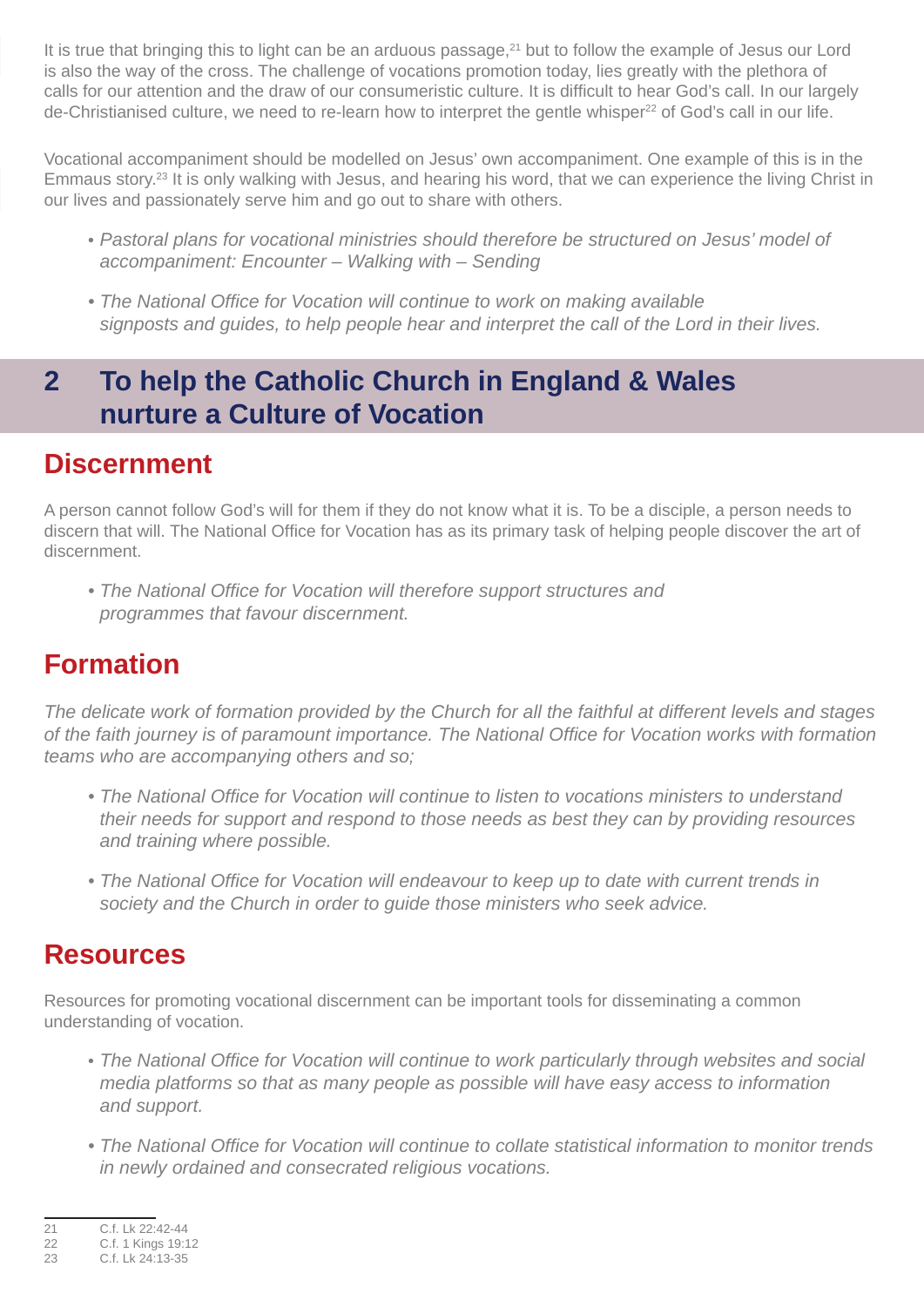It is true that bringing this to light can be an arduous passage,[21] but to follow the example of Jesus our Lord is also the way of the cross. The challenge of vocations promotion today, lies greatly with the plethora of calls for our attention and the draw of our consumeristic culture. It is difficult to hear God's call. In our largely de-Christianised culture, we need to re-learn how to interpret the gentle whisper[22] of God's call in our life.

Vocational accompaniment should be modelled on Jesus' own accompaniment. One example of this is in the Emmaus story.[23] It is only walking with Jesus, and hearing his word, that we can experience the living Christ in our lives and passionately serve him and go out to share with others.

- *Pastoral plans for vocational ministries should therefore be structured on Jesus' model of accompaniment: Encounter – Walking with – Sending*
- *The National Office for Vocation will continue to work on making available signposts and guides, to help people hear and interpret the call of the Lord in their lives.*

## 2 To help the Catholic Church in England & Wales nurture a Culture of Vocation

### Discernment

A person cannot follow God's will for them if they do not know what it is. To be a disciple, a person needs to discern that will. The National Office for Vocation has as its primary task of helping people discover the art of discernment.

- *The National Office for Vocation will therefore support structures and programmes that favour discernment.*

### Formation

*The delicate work of formation provided by the Church for all the faithful at different levels and stages of the faith journey is of paramount importance. The National Office for Vocation works with formation teams who are accompanying others and so;*

- *The National Office for Vocation will continue to listen to vocations ministers to understand their needs for support and respond to those needs as best they can by providing resources and training where possible.*
- *The National Office for Vocation will endeavour to keep up to date with current trends in society and the Church in order to guide those ministers who seek advice.*

### Resources

Resources for promoting vocational discernment can be important tools for disseminating a common understanding of vocation.

- *The National Office for Vocation will continue to work particularly through websites and social media platforms so that as many people as possible will have easy access to information and support.*
- *The National Office for Vocation will continue to collate statistical information to monitor trends in newly ordained and consecrated religious vocations.*

---

21 C.f. Lk 22:42-44
22 C.f. 1 Kings 19:12
23 C.f. Lk 24:13-35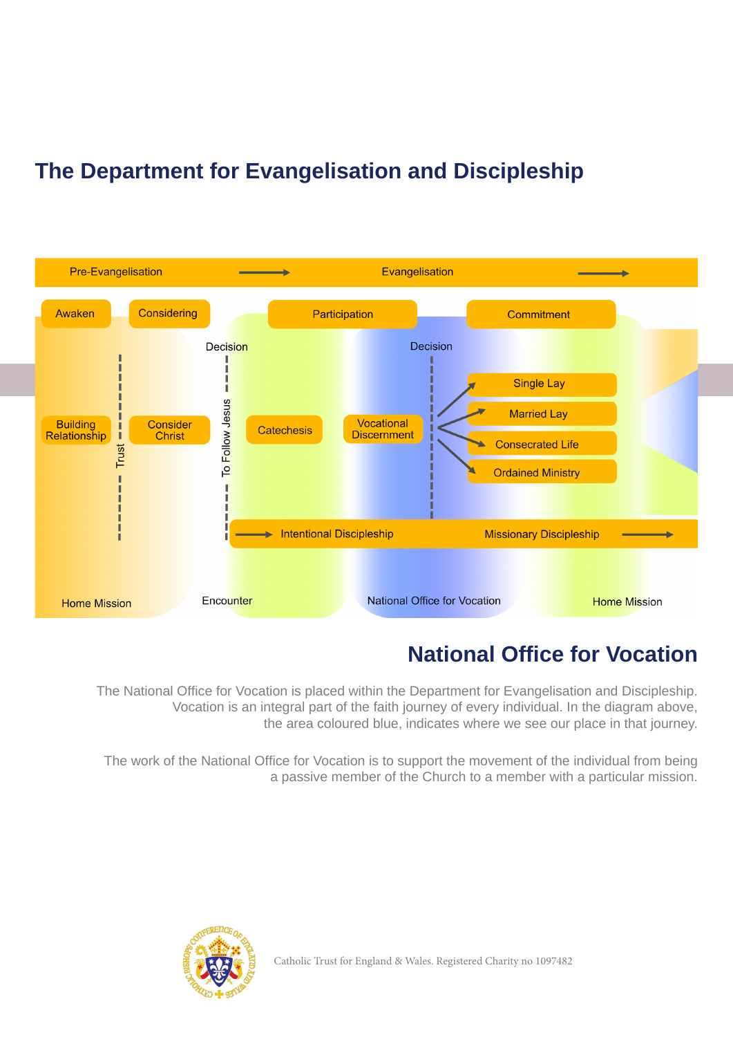# The Department for Evangelisation and Discipleship

Pre-Evangelisation

Evangelisation

Awaken

Considering

Participation

Commitment

Decision

Decision

Building Relationship

Trust

Consider Christ

To Follow Jesus

Catechesis

Vocational Discernment

Single Lay

Married Lay

Consecrated Life

Ordained Ministry

Intentional Discipleship

Missionary Discipleship

Home Mission

Encounter

National Office for Vocation

Home Mission

## National Office for Vocation

The National Office for Vocation is placed within the Department for Evangelisation and Discipleship. Vocation is an integral part of the faith journey of every individual. In the diagram above, the area coloured blue, indicates where we see our place in that journey.

The work of the National Office for Vocation is to support the movement of the individual from being a passive member of the Church to a member with a particular mission.

Catholic Trust for England & Wales. Registered Charity no 1097482